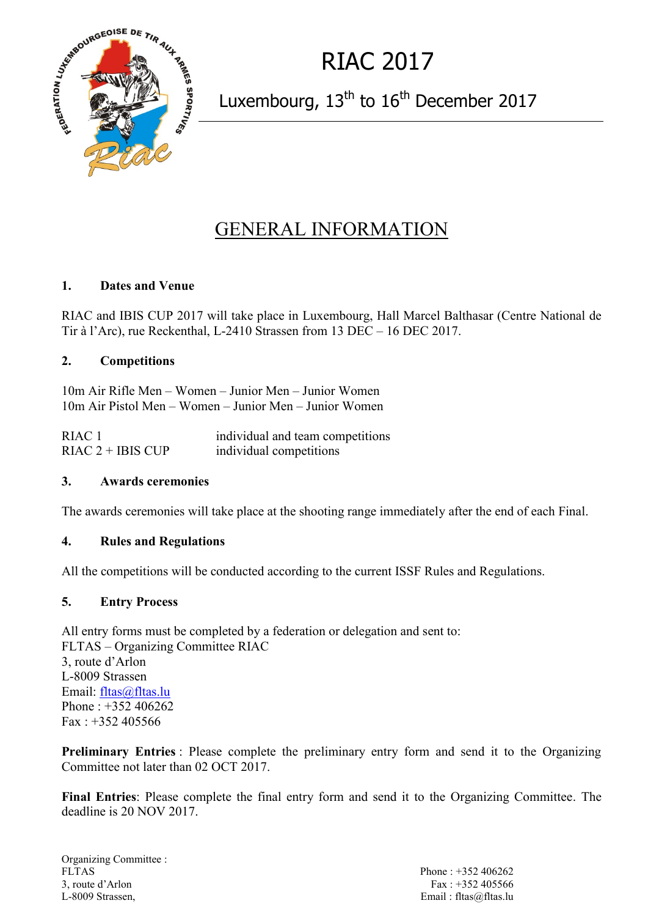# RIAC 2017

Luxembourg, 13th to 16th December 2017

## GENERAL INFORMATION

### 1. Dates and Venue

RIAC and IBIS CUP 2017 will take place in Luxembourg, Hall Marcel Balthasar (Centre National de Tir à l'Arc), rue Reckenthal, L-2410 Strassen from 13 DEC – 16 DEC 2017.

### 2. Competitions

10m Air Rifle Men – Women – Junior Men – Junior Women
10m Air Pistol Men – Women – Junior Men – Junior Women

| | |
|---|---|
| RIAC 1 | individual and team competitions |
| RIAC 2 + IBIS CUP | individual competitions |

### 3. Awards ceremonies

The awards ceremonies will take place at the shooting range immediately after the end of each Final.

### 4. Rules and Regulations

All the competitions will be conducted according to the current ISSF Rules and Regulations.

### 5. Entry Process

All entry forms must be completed by a federation or delegation and sent to:
FLTAS – Organizing Committee RIAC
3, route d'Arlon
L-8009 Strassen
Email: fltas@fltas.lu
Phone : +352 406262
Fax : +352 405566

**Preliminary Entries** : Please complete the preliminary entry form and send it to the Organizing Committee not later than 02 OCT 2017.

**Final Entries**: Please complete the final entry form and send it to the Organizing Committee. The deadline is 20 NOV 2017.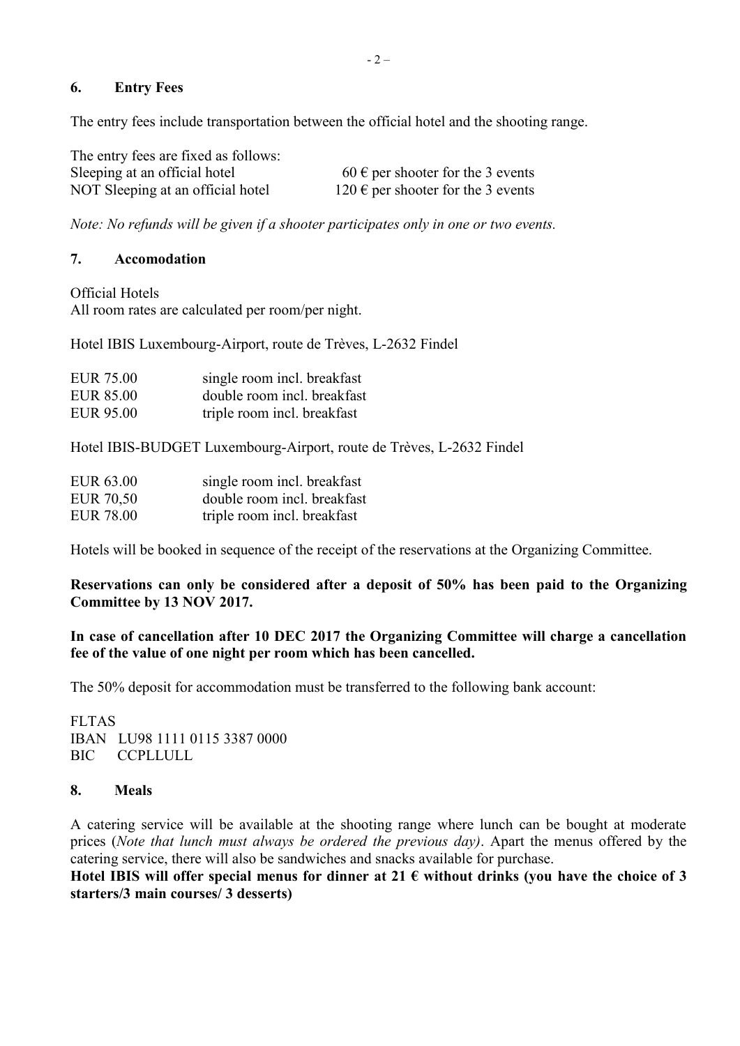## 6. Entry Fees

The entry fees include transportation between the official hotel and the shooting range.

The entry fees are fixed as follows:

| | |
|---|---|
| Sleeping at an official hotel | 60 € per shooter for the 3 events |
| NOT Sleeping at an official hotel | 120 € per shooter for the 3 events |

*Note: No refunds will be given if a shooter participates only in one or two events.*

## 7. Accomodation

Official Hotels
All room rates are calculated per room/per night.

Hotel IBIS Luxembourg-Airport, route de Trèves, L-2632 Findel

| | |
|---|---|
| EUR 75.00 | single room incl. breakfast |
| EUR 85.00 | double room incl. breakfast |
| EUR 95.00 | triple room incl. breakfast |

Hotel IBIS-BUDGET Luxembourg-Airport, route de Trèves, L-2632 Findel

| | |
|---|---|
| EUR 63.00 | single room incl. breakfast |
| EUR 70,50 | double room incl. breakfast |
| EUR 78.00 | triple room incl. breakfast |

Hotels will be booked in sequence of the receipt of the reservations at the Organizing Committee.

**Reservations can only be considered after a deposit of 50% has been paid to the Organizing Committee by 13 NOV 2017.**

**In case of cancellation after 10 DEC 2017 the Organizing Committee will charge a cancellation fee of the value of one night per room which has been cancelled.**

The 50% deposit for accommodation must be transferred to the following bank account:

FLTAS
IBAN LU98 1111 0115 3387 0000
BIC CCPLLULL

## 8. Meals

A catering service will be available at the shooting range where lunch can be bought at moderate prices (*Note that lunch must always be ordered the previous day)*. Apart the menus offered by the catering service, there will also be sandwiches and snacks available for purchase.
**Hotel IBIS will offer special menus for dinner at 21 € without drinks (you have the choice of 3 starters/3 main courses/ 3 desserts)**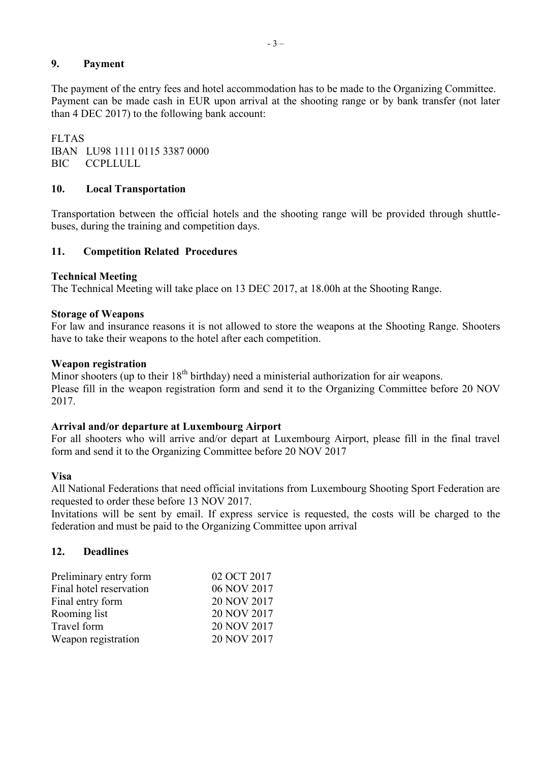## 9. Payment

The payment of the entry fees and hotel accommodation has to be made to the Organizing Committee. Payment can be made cash in EUR upon arrival at the shooting range or by bank transfer (not later than 4 DEC 2017) to the following bank account:

FLTAS
IBAN LU98 1111 0115 3387 0000
BIC CCPLLULL

## 10. Local Transportation

Transportation between the official hotels and the shooting range will be provided through shuttle-buses, during the training and competition days.

## 11. Competition Related Procedures

**Technical Meeting**
The Technical Meeting will take place on 13 DEC 2017, at 18.00h at the Shooting Range.

**Storage of Weapons**
For law and insurance reasons it is not allowed to store the weapons at the Shooting Range. Shooters have to take their weapons to the hotel after each competition.

**Weapon registration**
Minor shooters (up to their 18th birthday) need a ministerial authorization for air weapons.
Please fill in the weapon registration form and send it to the Organizing Committee before 20 NOV 2017.

**Arrival and/or departure at Luxembourg Airport**
For all shooters who will arrive and/or depart at Luxembourg Airport, please fill in the final travel form and send it to the Organizing Committee before 20 NOV 2017

**Visa**
All National Federations that need official invitations from Luxembourg Shooting Sport Federation are requested to order these before 13 NOV 2017.
Invitations will be sent by email. If express service is requested, the costs will be charged to the federation and must be paid to the Organizing Committee upon arrival

## 12. Deadlines

| | |
|---|---|
| Preliminary entry form | 02 OCT 2017 |
| Final hotel reservation | 06 NOV 2017 |
| Final entry form | 20 NOV 2017 |
| Rooming list | 20 NOV 2017 |
| Travel form | 20 NOV 2017 |
| Weapon registration | 20 NOV 2017 |